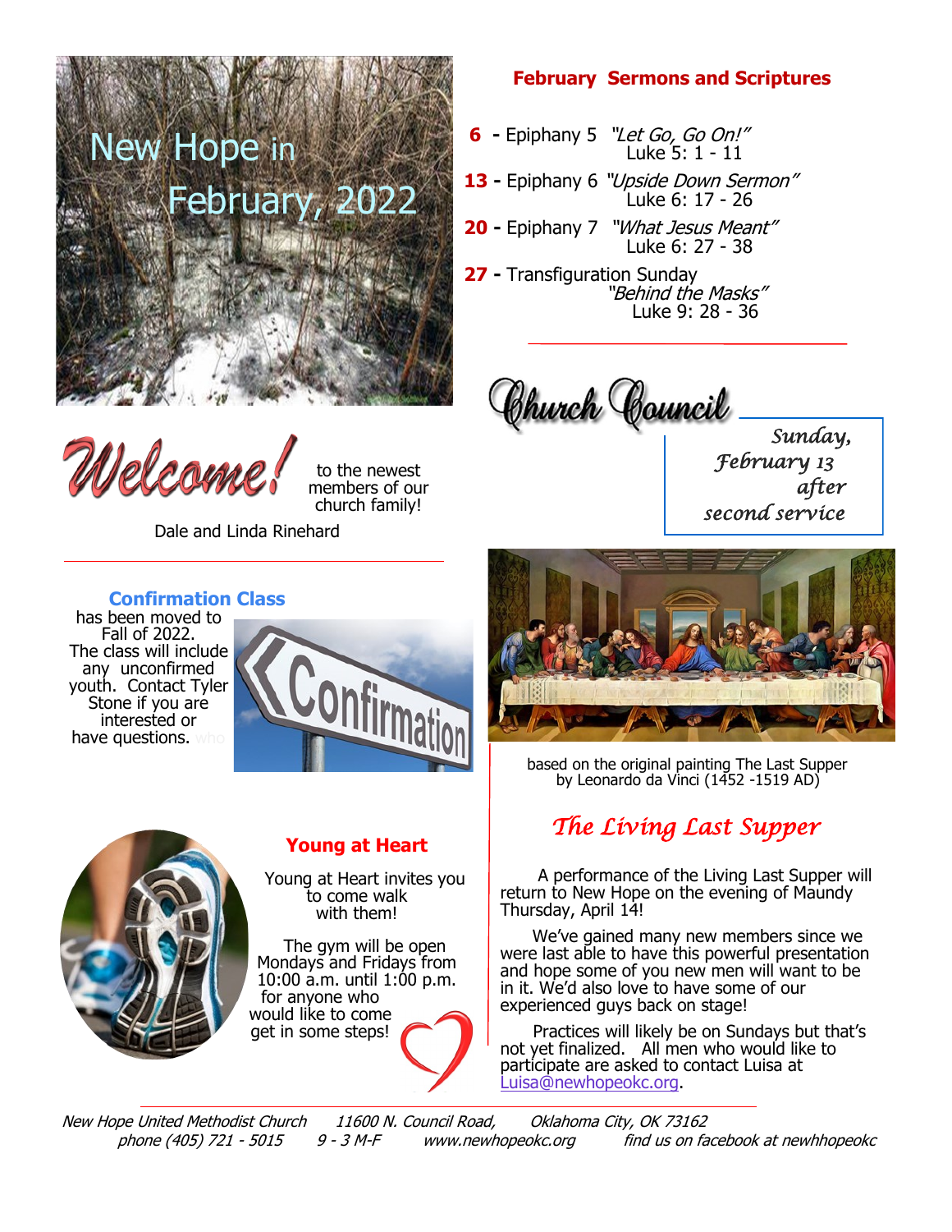# New Hope in February, 2022

## February Sermons and Scriptures

**6 -** Epiphany 5 *"Let Go, Go On!"*
Luke 5: 1 - 11

**13 -** Epiphany 6 *"Upside Down Sermon"*
Luke 6: 17 - 26

**20 -** Epiphany 7 *"What Jesus Meant"*
Luke 6: 27 - 38

**27 -** Transfiguration Sunday
*"Behind the Masks"*
Luke 9: 28 - 36

---

## Welcome!

to the newest members of our church family!

Dale and Linda Rinehard

---

## Church Council

*Sunday, February 13 after second service*

---

## Confirmation Class

has been moved to Fall of 2022. The class will include any unconfirmed youth. Contact Tyler Stone if you are interested or have questions. who

---

based on the original painting The Last Supper by Leonardo da Vinci (1452 -1519 AD)

## The Living Last Supper

A performance of the Living Last Supper will return to New Hope on the evening of Maundy Thursday, April 14!

We've gained many new members since we were last able to have this powerful presentation and hope some of you new men will want to be in it. We'd also love to have some of our experienced guys back on stage!

Practices will likely be on Sundays but that's not yet finalized. All men who would like to participate are asked to contact Luisa at Luisa@newhopeokc.org.

---

## Young at Heart

Young at Heart invites you to come walk with them!

The gym will be open Mondays and Fridays from 10:00 a.m. until 1:00 p.m. for anyone who would like to come get in some steps!

---

*New Hope United Methodist Church 11600 N. Council Road, Oklahoma City, OK 73162*
*phone (405) 721 - 5015 9 - 3 M-F www.newhopeokc.org find us on facebook at newhhopeokc*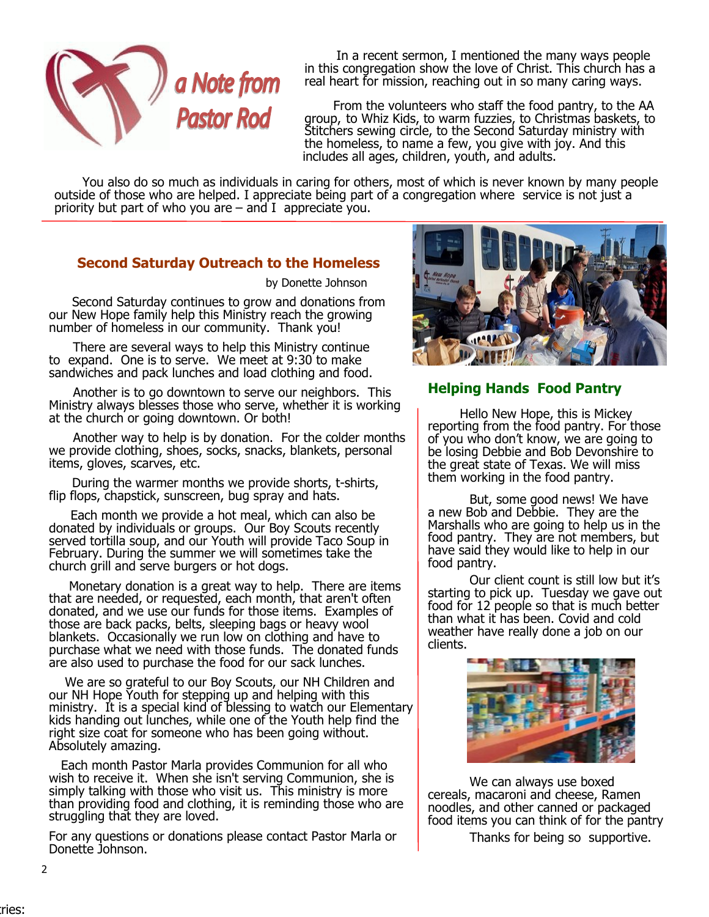## a Note from Pastor Rod

In a recent sermon, I mentioned the many ways people in this congregation show the love of Christ. This church has a real heart for mission, reaching out in so many caring ways.

From the volunteers who staff the food pantry, to the AA group, to Whiz Kids, to warm fuzzies, to Christmas baskets, to Stitchers sewing circle, to the Second Saturday ministry with the homeless, to name a few, you give with joy. And this includes all ages, children, youth, and adults.

You also do so much as individuals in caring for others, most of which is never known by many people outside of those who are helped. I appreciate being part of a congregation where service is not just a priority but part of who you are – and I appreciate you.

## Second Saturday Outreach to the Homeless

by Donette Johnson

Second Saturday continues to grow and donations from our New Hope family help this Ministry reach the growing number of homeless in our community. Thank you!

There are several ways to help this Ministry continue to expand. One is to serve. We meet at 9:30 to make sandwiches and pack lunches and load clothing and food.

Another is to go downtown to serve our neighbors. This Ministry always blesses those who serve, whether it is working at the church or going downtown. Or both!

Another way to help is by donation. For the colder months we provide clothing, shoes, socks, snacks, blankets, personal items, gloves, scarves, etc.

During the warmer months we provide shorts, t-shirts, flip flops, chapstick, sunscreen, bug spray and hats.

Each month we provide a hot meal, which can also be donated by individuals or groups. Our Boy Scouts recently served tortilla soup, and our Youth will provide Taco Soup in February. During the summer we will sometimes take the church grill and serve burgers or hot dogs.

Monetary donation is a great way to help. There are items that are needed, or requested, each month, that aren't often donated, and we use our funds for those items. Examples of those are back packs, belts, sleeping bags or heavy wool blankets. Occasionally we run low on clothing and have to purchase what we need with those funds. The donated funds are also used to purchase the food for our sack lunches.

We are so grateful to our Boy Scouts, our NH Children and our NH Hope Youth for stepping up and helping with this ministry. It is a special kind of blessing to watch our Elementary kids handing out lunches, while one of the Youth help find the right size coat for someone who has been going without. Absolutely amazing.

Each month Pastor Marla provides Communion for all who wish to receive it. When she isn't serving Communion, she is simply talking with those who visit us. This ministry is more than providing food and clothing, it is reminding those who are struggling that they are loved.

For any questions or donations please contact Pastor Marla or Donette Johnson.

## Helping Hands Food Pantry

Hello New Hope, this is Mickey reporting from the food pantry. For those of you who don't know, we are going to be losing Debbie and Bob Devonshire to the great state of Texas. We will miss them working in the food pantry.

But, some good news! We have a new Bob and Debbie. They are the Marshalls who are going to help us in the food pantry. They are not members, but have said they would like to help in our food pantry.

Our client count is still low but it's starting to pick up. Tuesday we gave out food for 12 people so that is much better than what it has been. Covid and cold weather have really done a job on our clients.

We can always use boxed cereals, macaroni and cheese, Ramen noodles, and other canned or packaged food items you can think of for the pantry

Thanks for being so supportive.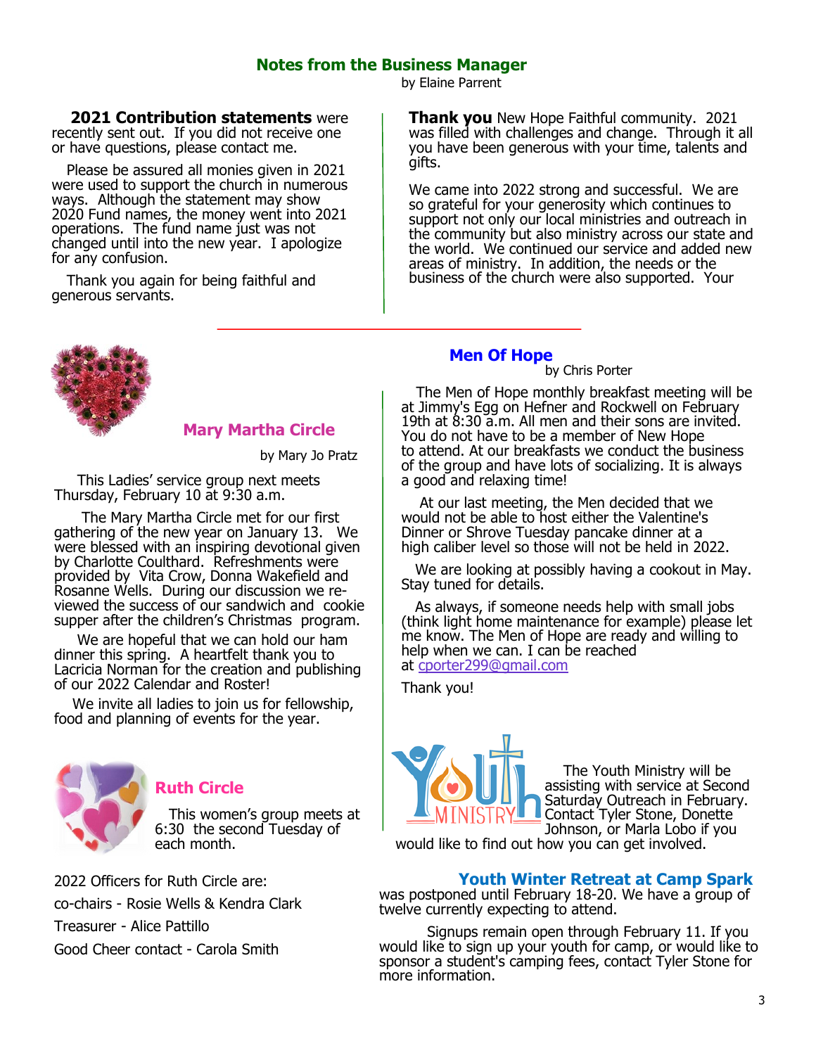## Notes from the Business Manager

by Elaine Parrent

**2021 Contribution statements** were recently sent out. If you did not receive one or have questions, please contact me.

Please be assured all monies given in 2021 were used to support the church in numerous ways. Although the statement may show 2020 Fund names, the money went into 2021 operations. The fund name just was not changed until into the new year. I apologize for any confusion.

Thank you again for being faithful and generous servants.

**Thank you** New Hope Faithful community. 2021 was filled with challenges and change. Through it all you have been generous with your time, talents and gifts.

We came into 2022 strong and successful. We are so grateful for your generosity which continues to support not only our local ministries and outreach in the community but also ministry across our state and the world. We continued our service and added new areas of ministry. In addition, the needs or the business of the church were also supported. Your

## Mary Martha Circle

by Mary Jo Pratz

This Ladies' service group next meets Thursday, February 10 at 9:30 a.m.

The Mary Martha Circle met for our first gathering of the new year on January 13. We were blessed with an inspiring devotional given by Charlotte Coulthard. Refreshments were provided by Vita Crow, Donna Wakefield and Rosanne Wells. During our discussion we re-viewed the success of our sandwich and cookie supper after the children's Christmas program.

We are hopeful that we can hold our ham dinner this spring. A heartfelt thank you to Lacricia Norman for the creation and publishing of our 2022 Calendar and Roster!

We invite all ladies to join us for fellowship, food and planning of events for the year.

## Ruth Circle

This women's group meets at 6:30 the second Tuesday of each month.

2022 Officers for Ruth Circle are:

co-chairs - Rosie Wells & Kendra Clark

Treasurer - Alice Pattillo

Good Cheer contact - Carola Smith

## Men Of Hope

by Chris Porter

The Men of Hope monthly breakfast meeting will be at Jimmy's Egg on Hefner and Rockwell on February 19th at 8:30 a.m. All men and their sons are invited. You do not have to be a member of New Hope to attend. At our breakfasts we conduct the business of the group and have lots of socializing. It is always a good and relaxing time!

At our last meeting, the Men decided that we would not be able to host either the Valentine's Dinner or Shrove Tuesday pancake dinner at a high caliber level so those will not be held in 2022.

We are looking at possibly having a cookout in May. Stay tuned for details.

As always, if someone needs help with small jobs (think light home maintenance for example) please let me know. The Men of Hope are ready and willing to help when we can. I can be reached at cporter299@gmail.com

Thank you!

## Youth Ministry

The Youth Ministry will be assisting with service at Second Saturday Outreach in February. Contact Tyler Stone, Donette Johnson, or Marla Lobo if you would like to find out how you can get involved.

## Youth Winter Retreat at Camp Spark

was postponed until February 18-20. We have a group of twelve currently expecting to attend.

Signups remain open through February 11. If you would like to sign up your youth for camp, or would like to sponsor a student's camping fees, contact Tyler Stone for more information.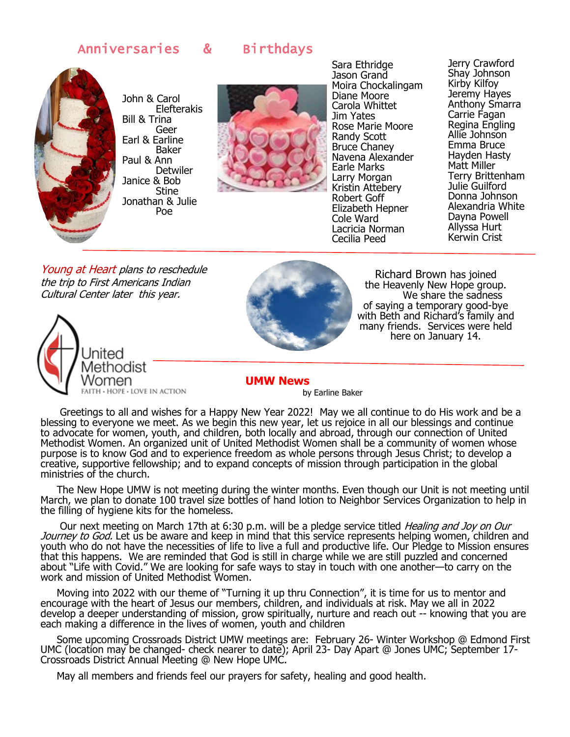## Anniversaries & Birthdays

John & Carol Elefterakis
Bill & Trina Geer
Earl & Earline Baker
Paul & Ann Detwiler
Janice & Bob Stine
Jonathan & Julie Poe

Sara Ethridge
Jason Grand
Moira Chockalingam
Diane Moore
Carola Whittet
Jim Yates
Rose Marie Moore
Randy Scott
Bruce Chaney
Navena Alexander
Earle Marks
Larry Morgan
Kristin Attebery
Robert Goff
Elizabeth Hepner
Cole Ward
Lacricia Norman
Cecilia Peed

Jerry Crawford
Shay Johnson
Kirby Kilfoy
Jeremy Hayes
Anthony Smarra
Carrie Fagan
Regina Engling
Allie Johnson
Emma Bruce
Hayden Hasty
Matt Miller
Terry Brittenham
Julie Guilford
Donna Johnson
Alexandria White
Dayna Powell
Allyssa Hurt
Kerwin Crist

---

*Young at Heart plans to reschedule the trip to First Americans Indian Cultural Center later this year.*

Richard Brown has joined the Heavenly New Hope group. We share the sadness of saying a temporary good-bye with Beth and Richard's family and many friends. Services were held here on January 14.

---

United Methodist Women
FAITH • HOPE • LOVE IN ACTION

## UMW News

by Earline Baker

Greetings to all and wishes for a Happy New Year 2022! May we all continue to do His work and be a blessing to everyone we meet. As we begin this new year, let us rejoice in all our blessings and continue to advocate for women, youth, and children, both locally and abroad, through our connection of United Methodist Women. An organized unit of United Methodist Women shall be a community of women whose purpose is to know God and to experience freedom as whole persons through Jesus Christ; to develop a creative, supportive fellowship; and to expand concepts of mission through participation in the global ministries of the church.

The New Hope UMW is not meeting during the winter months. Even though our Unit is not meeting until March, we plan to donate 100 travel size bottles of hand lotion to Neighbor Services Organization to help in the filling of hygiene kits for the homeless.

Our next meeting on March 17th at 6:30 p.m. will be a pledge service titled *Healing and Joy on Our Journey to God.* Let us be aware and keep in mind that this service represents helping women, children and youth who do not have the necessities of life to live a full and productive life. Our Pledge to Mission ensures that this happens. We are reminded that God is still in charge while we are still puzzled and concerned about "Life with Covid." We are looking for safe ways to stay in touch with one another—to carry on the work and mission of United Methodist Women.

Moving into 2022 with our theme of "Turning it up thru Connection", it is time for us to mentor and encourage with the heart of Jesus our members, children, and individuals at risk. May we all in 2022 develop a deeper understanding of mission, grow spiritually, nurture and reach out -- knowing that you are each making a difference in the lives of women, youth and children

Some upcoming Crossroads District UMW meetings are: February 26- Winter Workshop @ Edmond First UMC (location may be changed- check nearer to date); April 23- Day Apart @ Jones UMC; September 17- Crossroads District Annual Meeting @ New Hope UMC.

May all members and friends feel our prayers for safety, healing and good health.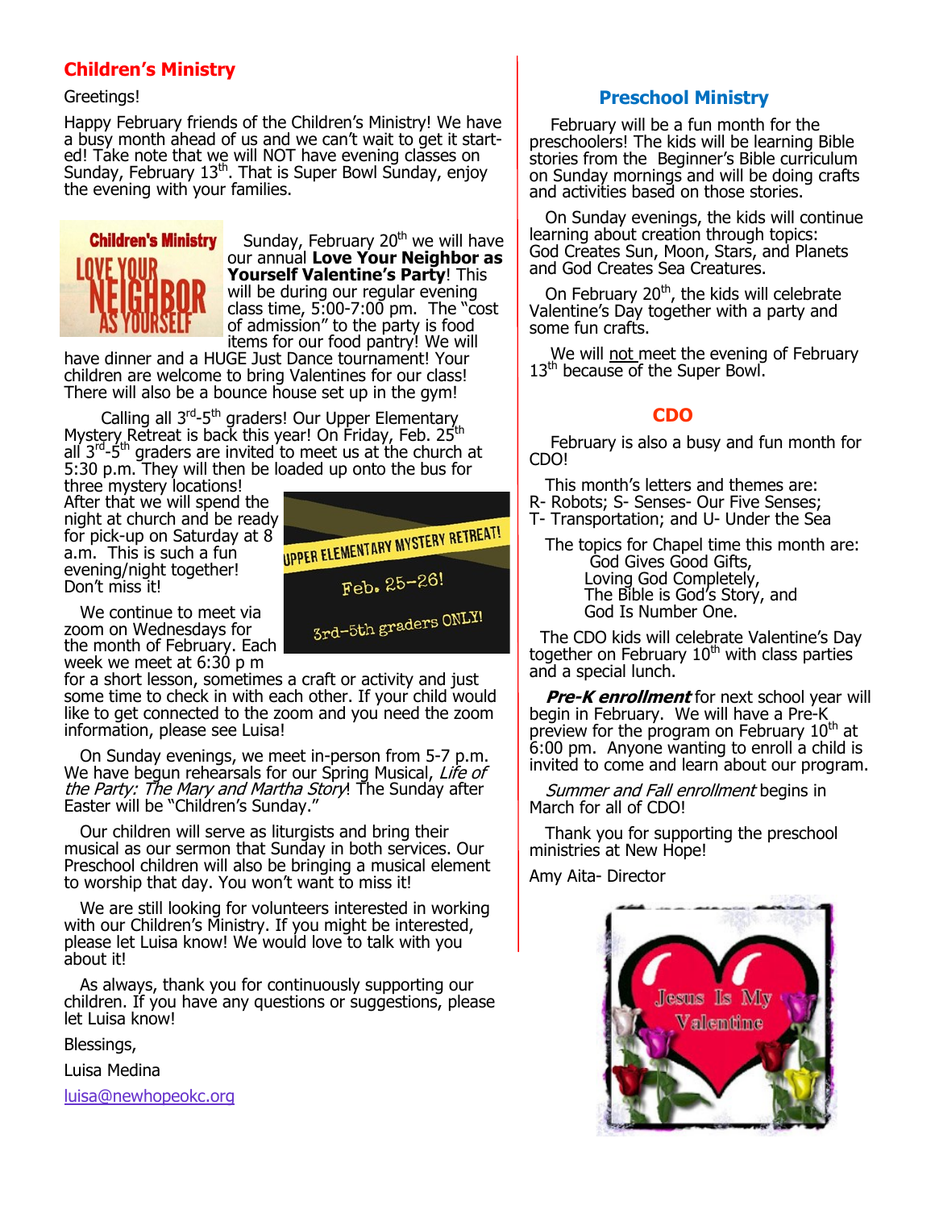## Children's Ministry

Greetings!

Happy February friends of the Children's Ministry! We have a busy month ahead of us and we can't wait to get it started! Take note that we will NOT have evening classes on Sunday, February 13th. That is Super Bowl Sunday, enjoy the evening with your families.

Sunday, February 20th we will have our annual **Love Your Neighbor as Yourself Valentine's Party**! This will be during our regular evening class time, 5:00-7:00 pm. The "cost of admission" to the party is food items for our food pantry! We will have dinner and a HUGE Just Dance tournament! Your children are welcome to bring Valentines for our class! There will also be a bounce house set up in the gym!

Calling all 3rd-5th graders! Our Upper Elementary Mystery Retreat is back this year! On Friday, Feb. 25th all 3rd-5th graders are invited to meet us at the church at 5:30 p.m. They will then be loaded up onto the bus for three mystery locations! After that we will spend the night at church and be ready for pick-up on Saturday at 8 a.m. This is such a fun evening/night together! Don't miss it!

We continue to meet via zoom on Wednesdays for the month of February. Each week we meet at 6:30 p m for a short lesson, sometimes a craft or activity and just some time to check in with each other. If your child would like to get connected to the zoom and you need the zoom information, please see Luisa!

On Sunday evenings, we meet in-person from 5-7 p.m. We have begun rehearsals for our Spring Musical, *Life of the Party: The Mary and Martha Story*! The Sunday after Easter will be "Children's Sunday."

Our children will serve as liturgists and bring their musical as our sermon that Sunday in both services. Our Preschool children will also be bringing a musical element to worship that day. You won't want to miss it!

We are still looking for volunteers interested in working with our Children's Ministry. If you might be interested, please let Luisa know! We would love to talk with you about it!

As always, thank you for continuously supporting our children. If you have any questions or suggestions, please let Luisa know!

Blessings,

Luisa Medina

luisa@newhopeokc.org

## Preschool Ministry

February will be a fun month for the preschoolers! The kids will be learning Bible stories from the Beginner's Bible curriculum on Sunday mornings and will be doing crafts and activities based on those stories.

On Sunday evenings, the kids will continue learning about creation through topics: God Creates Sun, Moon, Stars, and Planets and God Creates Sea Creatures.

On February 20th, the kids will celebrate Valentine's Day together with a party and some fun crafts.

We will not meet the evening of February 13th because of the Super Bowl.

## CDO

February is also a busy and fun month for CDO!

This month's letters and themes are:
R- Robots; S- Senses- Our Five Senses;
T- Transportation; and U- Under the Sea

The topics for Chapel time this month are:
God Gives Good Gifts,
Loving God Completely,
The Bible is God's Story, and
God Is Number One.

The CDO kids will celebrate Valentine's Day together on February 10th with class parties and a special lunch.

***Pre-K enrollment*** for next school year will begin in February. We will have a Pre-K preview for the program on February 10th at 6:00 pm. Anyone wanting to enroll a child is invited to come and learn about our program.

*Summer and Fall enrollment* begins in March for all of CDO!

Thank you for supporting the preschool ministries at New Hope!

Amy Aita- Director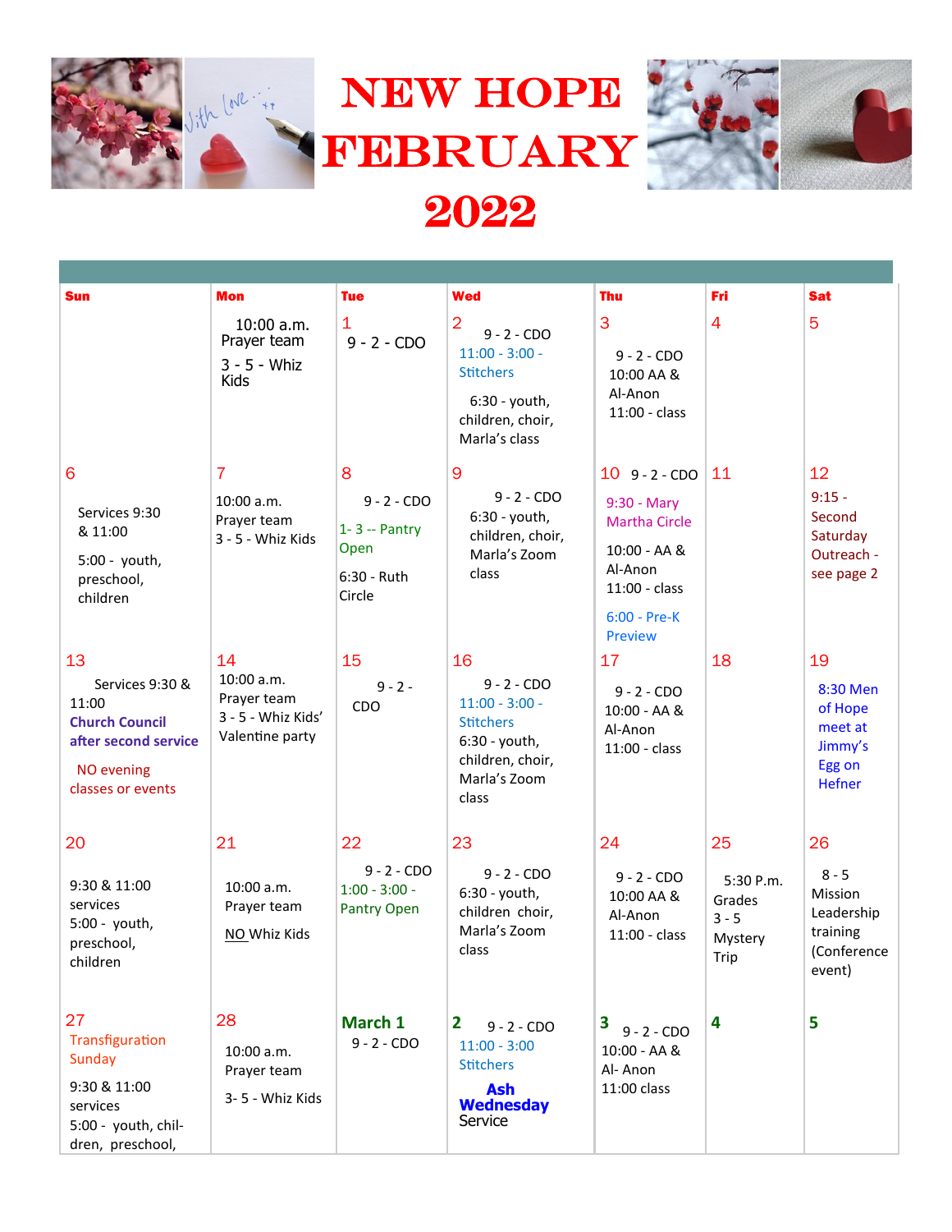# NEW HOPE FEBRUARY 2022

| Sun | Mon | Tue | Wed | Thu | Fri | Sat |
|---|---|---|---|---|---|---|
| | 10:00 a.m. Prayer team<br>3 - 5 - Whiz Kids | 1<br>9 - 2 - CDO | 2<br>9 - 2 - CDO<br>11:00 - 3:00 - Stitchers<br>6:30 - youth, children, choir, Marla's class | 3<br>9 - 2 - CDO<br>10:00 AA & Al-Anon<br>11:00 - class | 4 | 5 |
| 6<br>Services 9:30 & 11:00<br>5:00 - youth, preschool, children | 7<br>10:00 a.m. Prayer team<br>3 - 5 - Whiz Kids | 8<br>9 - 2 - CDO<br>1- 3 -- Pantry Open<br>6:30 - Ruth Circle | 9<br>9 - 2 - CDO<br>6:30 - youth, children, choir, Marla's Zoom class | 10 9 - 2 - CDO<br>9:30 - Mary Martha Circle<br>10:00 - AA & Al-Anon<br>11:00 - class<br>6:00 - Pre-K Preview | 11 | 12<br>9:15 - Second Saturday Outreach - see page 2 |
| 13<br>Services 9:30 & 11:00<br>**Church Council after second service**<br>NO evening classes or events | 14<br>10:00 a.m. Prayer team<br>3 - 5 - Whiz Kids' Valentine party | 15<br>9 - 2 - CDO | 16<br>9 - 2 - CDO<br>11:00 - 3:00 - Stitchers<br>6:30 - youth, children, choir, Marla's Zoom class | 17<br>9 - 2 - CDO<br>10:00 - AA & Al-Anon<br>11:00 - class | 18 | 19<br>8:30 Men of Hope meet at Jimmy's Egg on Hefner |
| 20<br>9:30 & 11:00 services<br>5:00 - youth, preschool, children | 21<br>10:00 a.m. Prayer team<br>NO Whiz Kids | 22<br>9 - 2 - CDO<br>1:00 - 3:00 - Pantry Open | 23<br>9 - 2 - CDO<br>6:30 - youth, children choir, Marla's Zoom class | 24<br>9 - 2 - CDO<br>10:00 AA & Al-Anon<br>11:00 - class | 25<br>5:30 P.m. Grades 3 - 5 Mystery Trip | 26<br>8 - 5 Mission Leadership training (Conference event) |
| 27<br>Transfiguration Sunday<br>9:30 & 11:00 services<br>5:00 - youth, children, preschool, | 28<br>10:00 a.m. Prayer team<br>3- 5 - Whiz Kids | **March 1**<br>9 - 2 - CDO | **2** 9 - 2 - CDO<br>11:00 - 3:00 Stitchers<br>**Ash Wednesday** Service | **3** 9 - 2 - CDO<br>10:00 - AA & Al- Anon<br>11:00 class | **4** | **5** |